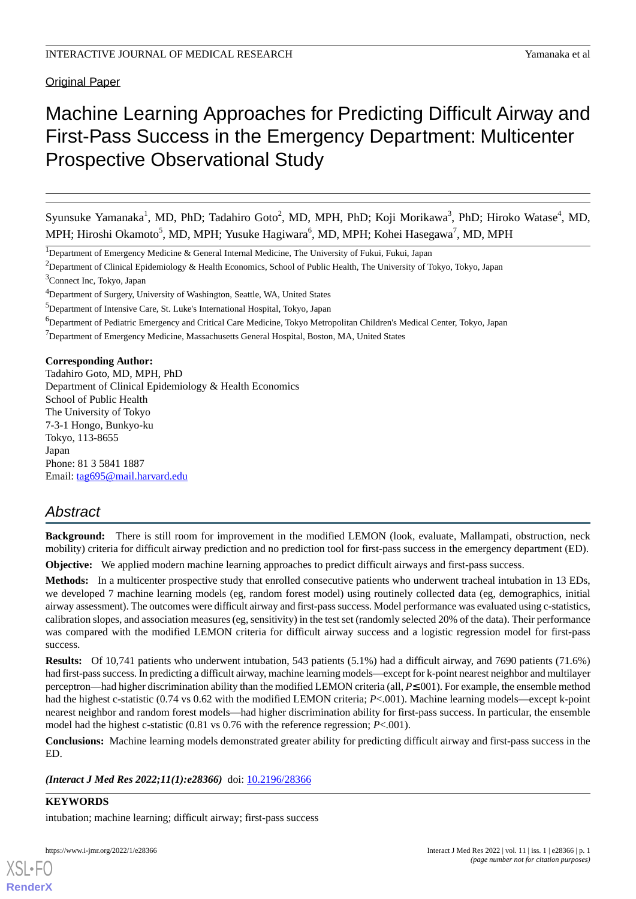Original Paper

# Machine Learning Approaches for Predicting Difficult Airway and First-Pass Success in the Emergency Department: Multicenter Prospective Observational Study

Syunsuke Yamanaka[1], MD, PhD; Tadahiro Goto[2], MD, MPH, PhD; Koji Morikawa[3], PhD; Hiroko Watase[4], MD, MPH; Hiroshi Okamoto[5], MD, MPH; Yusuke Hagiwara[6], MD, MPH; Kohei Hasegawa[7], MD, MPH

[1]Department of Emergency Medicine & General Internal Medicine, The University of Fukui, Fukui, Japan

[2]Department of Clinical Epidemiology & Health Economics, School of Public Health, The University of Tokyo, Tokyo, Japan

[3]Connect Inc, Tokyo, Japan

[4]Department of Surgery, University of Washington, Seattle, WA, United States

[5]Department of Intensive Care, St. Luke's International Hospital, Tokyo, Japan

[6]Department of Pediatric Emergency and Critical Care Medicine, Tokyo Metropolitan Children's Medical Center, Tokyo, Japan

[7]Department of Emergency Medicine, Massachusetts General Hospital, Boston, MA, United States

**Corresponding Author:**
Tadahiro Goto, MD, MPH, PhD
Department of Clinical Epidemiology & Health Economics
School of Public Health
The University of Tokyo
7-3-1 Hongo, Bunkyo-ku
Tokyo, 113-8655
Japan
Phone: 81 3 5841 1887
Email: tag695@mail.harvard.edu

## Abstract

**Background:** There is still room for improvement in the modified LEMON (look, evaluate, Mallampati, obstruction, neck mobility) criteria for difficult airway prediction and no prediction tool for first-pass success in the emergency department (ED).

**Objective:** We applied modern machine learning approaches to predict difficult airways and first-pass success.

**Methods:** In a multicenter prospective study that enrolled consecutive patients who underwent tracheal intubation in 13 EDs, we developed 7 machine learning models (eg, random forest model) using routinely collected data (eg, demographics, initial airway assessment). The outcomes were difficult airway and first-pass success. Model performance was evaluated using c-statistics, calibration slopes, and association measures (eg, sensitivity) in the test set (randomly selected 20% of the data). Their performance was compared with the modified LEMON criteria for difficult airway success and a logistic regression model for first-pass success.

**Results:** Of 10,741 patients who underwent intubation, 543 patients (5.1%) had a difficult airway, and 7690 patients (71.6%) had first-pass success. In predicting a difficult airway, machine learning models—except for k-point nearest neighbor and multilayer perceptron—had higher discrimination ability than the modified LEMON criteria (all, *P*≤.001). For example, the ensemble method had the highest c-statistic (0.74 vs 0.62 with the modified LEMON criteria; *P*<.001). Machine learning models—except k-point nearest neighbor and random forest models—had higher discrimination ability for first-pass success. In particular, the ensemble model had the highest c-statistic (0.81 vs 0.76 with the reference regression; *P*<.001).

**Conclusions:** Machine learning models demonstrated greater ability for predicting difficult airway and first-pass success in the ED.

***(Interact J Med Res 2022;11(1):e28366)*** doi: 10.2196/28366

**KEYWORDS**

intubation; machine learning; difficult airway; first-pass success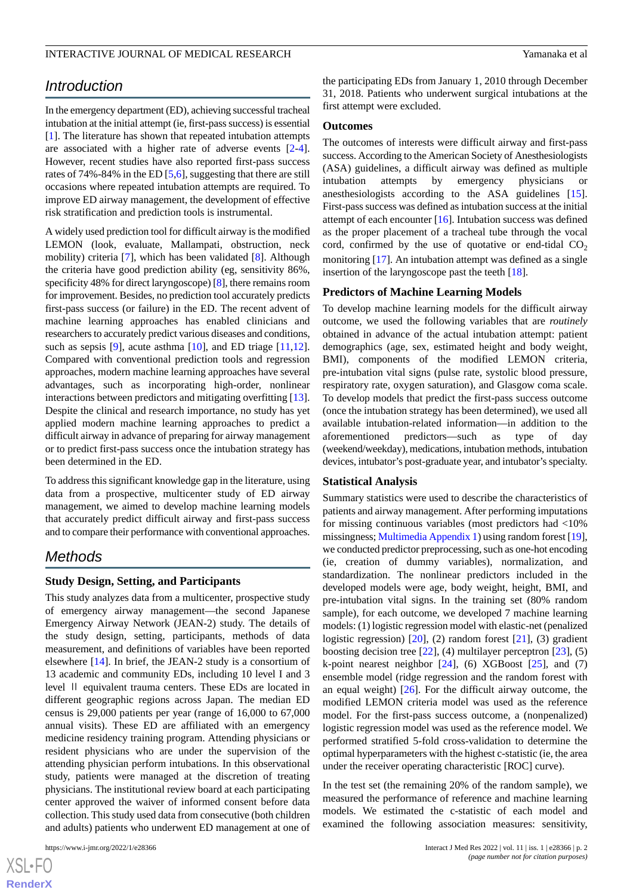## Introduction

In the emergency department (ED), achieving successful tracheal intubation at the initial attempt (ie, first-pass success) is essential [1]. The literature has shown that repeated intubation attempts are associated with a higher rate of adverse events [2-4]. However, recent studies have also reported first-pass success rates of 74%-84% in the ED [5,6], suggesting that there are still occasions where repeated intubation attempts are required. To improve ED airway management, the development of effective risk stratification and prediction tools is instrumental.

A widely used prediction tool for difficult airway is the modified LEMON (look, evaluate, Mallampati, obstruction, neck mobility) criteria [7], which has been validated [8]. Although the criteria have good prediction ability (eg, sensitivity 86%, specificity 48% for direct laryngoscope) [8], there remains room for improvement. Besides, no prediction tool accurately predicts first-pass success (or failure) in the ED. The recent advent of machine learning approaches has enabled clinicians and researchers to accurately predict various diseases and conditions, such as sepsis [9], acute asthma [10], and ED triage [11,12]. Compared with conventional prediction tools and regression approaches, modern machine learning approaches have several advantages, such as incorporating high-order, nonlinear interactions between predictors and mitigating overfitting [13]. Despite the clinical and research importance, no study has yet applied modern machine learning approaches to predict a difficult airway in advance of preparing for airway management or to predict first-pass success once the intubation strategy has been determined in the ED.

To address this significant knowledge gap in the literature, using data from a prospective, multicenter study of ED airway management, we aimed to develop machine learning models that accurately predict difficult airway and first-pass success and to compare their performance with conventional approaches.

## Methods

### Study Design, Setting, and Participants

This study analyzes data from a multicenter, prospective study of emergency airway management—the second Japanese Emergency Airway Network (JEAN-2) study. The details of the study design, setting, participants, methods of data measurement, and definitions of variables have been reported elsewhere [14]. In brief, the JEAN-2 study is a consortium of 13 academic and community EDs, including 10 level I and 3 level II equivalent trauma centers. These EDs are located in different geographic regions across Japan. The median ED census is 29,000 patients per year (range of 16,000 to 67,000 annual visits). These ED are affiliated with an emergency medicine residency training program. Attending physicians or resident physicians who are under the supervision of the attending physician perform intubations. In this observational study, patients were managed at the discretion of treating physicians. The institutional review board at each participating center approved the waiver of informed consent before data collection. This study used data from consecutive (both children and adults) patients who underwent ED management at one of the participating EDs from January 1, 2010 through December 31, 2018. Patients who underwent surgical intubations at the first attempt were excluded.

### Outcomes

The outcomes of interests were difficult airway and first-pass success. According to the American Society of Anesthesiologists (ASA) guidelines, a difficult airway was defined as multiple intubation attempts by emergency physicians or anesthesiologists according to the ASA guidelines [15]. First-pass success was defined as intubation success at the initial attempt of each encounter [16]. Intubation success was defined as the proper placement of a tracheal tube through the vocal cord, confirmed by the use of quotative or end-tidal $CO_2$ monitoring [17]. An intubation attempt was defined as a single insertion of the laryngoscope past the teeth [18].

### Predictors of Machine Learning Models

To develop machine learning models for the difficult airway outcome, we used the following variables that are *routinely* obtained in advance of the actual intubation attempt: patient demographics (age, sex, estimated height and body weight, BMI), components of the modified LEMON criteria, pre-intubation vital signs (pulse rate, systolic blood pressure, respiratory rate, oxygen saturation), and Glasgow coma scale. To develop models that predict the first-pass success outcome (once the intubation strategy has been determined), we used all available intubation-related information—in addition to the aforementioned predictors—such as type of day (weekend/weekday), medications, intubation methods, intubation devices, intubator's post-graduate year, and intubator's specialty.

### Statistical Analysis

Summary statistics were used to describe the characteristics of patients and airway management. After performing imputations for missing continuous variables (most predictors had <10% missingness; Multimedia Appendix 1) using random forest [19], we conducted predictor preprocessing, such as one-hot encoding (ie, creation of dummy variables), normalization, and standardization. The nonlinear predictors included in the developed models were age, body weight, height, BMI, and pre-intubation vital signs. In the training set (80% random sample), for each outcome, we developed 7 machine learning models: (1) logistic regression model with elastic-net (penalized logistic regression) [20], (2) random forest [21], (3) gradient boosting decision tree [22], (4) multilayer perceptron [23], (5) k-point nearest neighbor [24], (6) XGBoost [25], and (7) ensemble model (ridge regression and the random forest with an equal weight) [26]. For the difficult airway outcome, the modified LEMON criteria model was used as the reference model. For the first-pass success outcome, a (nonpenalized) logistic regression model was used as the reference model. We performed stratified 5-fold cross-validation to determine the optimal hyperparameters with the highest c-statistic (ie, the area under the receiver operating characteristic [ROC] curve).

In the test set (the remaining 20% of the random sample), we measured the performance of reference and machine learning models. We estimated the c-statistic of each model and examined the following association measures: sensitivity,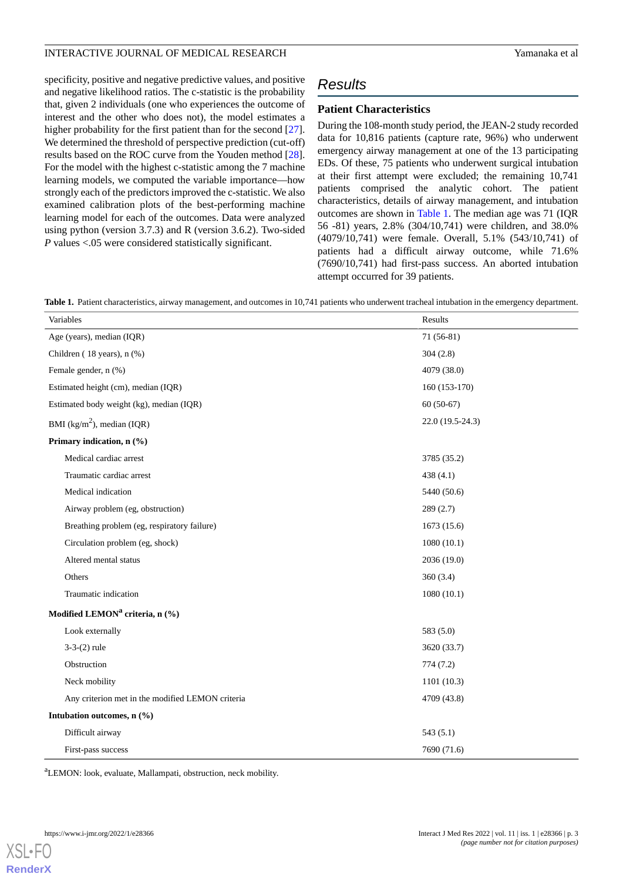specificity, positive and negative predictive values, and positive and negative likelihood ratios. The c-statistic is the probability that, given 2 individuals (one who experiences the outcome of interest and the other who does not), the model estimates a higher probability for the first patient than for the second [27]. We determined the threshold of perspective prediction (cut-off) results based on the ROC curve from the Youden method [28]. For the model with the highest c-statistic among the 7 machine learning models, we computed the variable importance—how strongly each of the predictors improved the c-statistic. We also examined calibration plots of the best-performing machine learning model for each of the outcomes. Data were analyzed using python (version 3.7.3) and R (version 3.6.2). Two-sided *P* values <.05 were considered statistically significant.

## Results

### Patient Characteristics

During the 108-month study period, the JEAN-2 study recorded data for 10,816 patients (capture rate, 96%) who underwent emergency airway management at one of the 13 participating EDs. Of these, 75 patients who underwent surgical intubation at their first attempt were excluded; the remaining 10,741 patients comprised the analytic cohort. The patient characteristics, details of airway management, and intubation outcomes are shown in Table 1. The median age was 71 (IQR 56 -81) years, 2.8% (304/10,741) were children, and 38.0% (4079/10,741) were female. Overall, 5.1% (543/10,741) of patients had a difficult airway outcome, while 71.6% (7690/10,741) had first-pass success. An aborted intubation attempt occurred for 39 patients.

**Table 1.** Patient characteristics, airway management, and outcomes in 10,741 patients who underwent tracheal intubation in the emergency department.

| Variables | Results |
|---|---|
| Age (years), median (IQR) | 71 (56-81) |
| Children ( 18 years), n (%) | 304 (2.8) |
| Female gender, n (%) | 4079 (38.0) |
| Estimated height (cm), median (IQR) | 160 (153-170) |
| Estimated body weight (kg), median (IQR) | 60 (50-67) |
| BMI (kg/m$^2$), median (IQR) | 22.0 (19.5-24.3) |
| **Primary indication, n (%)** | |
| Medical cardiac arrest | 3785 (35.2) |
| Traumatic cardiac arrest | 438 (4.1) |
| Medical indication | 5440 (50.6) |
| Airway problem (eg, obstruction) | 289 (2.7) |
| Breathing problem (eg, respiratory failure) | 1673 (15.6) |
| Circulation problem (eg, shock) | 1080 (10.1) |
| Altered mental status | 2036 (19.0) |
| Others | 360 (3.4) |
| Traumatic indication | 1080 (10.1) |
| **Modified LEMON[a] criteria, n (%)** | |
| Look externally | 583 (5.0) |
| 3-3-(2) rule | 3620 (33.7) |
| Obstruction | 774 (7.2) |
| Neck mobility | 1101 (10.3) |
| Any criterion met in the modified LEMON criteria | 4709 (43.8) |
| **Intubation outcomes, n (%)** | |
| Difficult airway | 543 (5.1) |
| First-pass success | 7690 (71.6) |

[a]LEMON: look, evaluate, Mallampati, obstruction, neck mobility.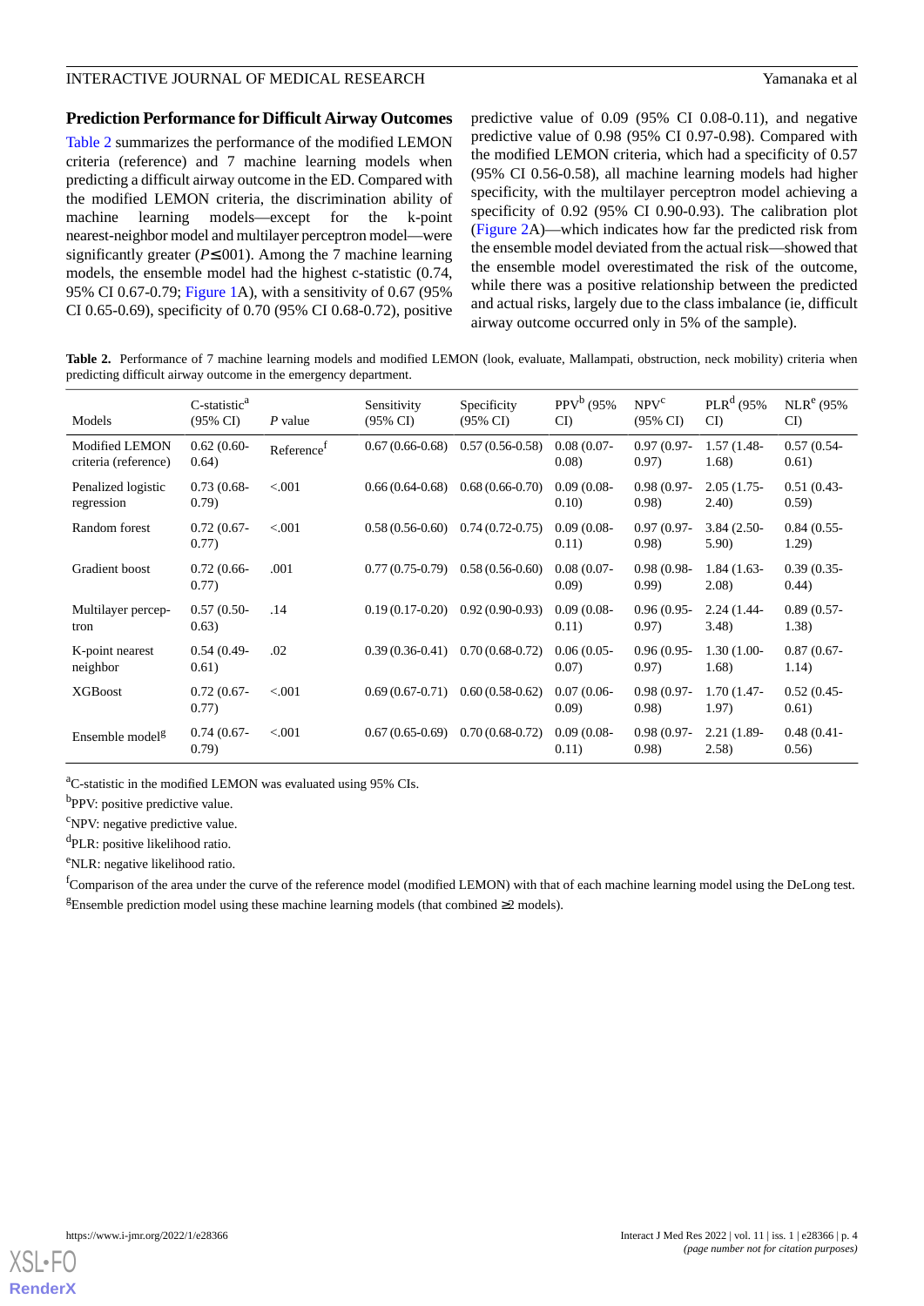### Prediction Performance for Difficult Airway Outcomes

Table 2 summarizes the performance of the modified LEMON criteria (reference) and 7 machine learning models when predicting a difficult airway outcome in the ED. Compared with the modified LEMON criteria, the discrimination ability of machine learning models—except for the k-point nearest-neighbor model and multilayer perceptron model—were significantly greater ($P≤.001$). Among the 7 machine learning models, the ensemble model had the highest c-statistic (0.74, 95% CI 0.67-0.79; Figure 1A), with a sensitivity of 0.67 (95% CI 0.65-0.69), specificity of 0.70 (95% CI 0.68-0.72), positive predictive value of 0.09 (95% CI 0.08-0.11), and negative predictive value of 0.98 (95% CI 0.97-0.98). Compared with the modified LEMON criteria, which had a specificity of 0.57 (95% CI 0.56-0.58), all machine learning models had higher specificity, with the multilayer perceptron model achieving a specificity of 0.92 (95% CI 0.90-0.93). The calibration plot (Figure 2A)—which indicates how far the predicted risk from the ensemble model deviated from the actual risk—showed that the ensemble model overestimated the risk of the outcome, while there was a positive relationship between the predicted and actual risks, largely due to the class imbalance (ie, difficult airway outcome occurred only in 5% of the sample).

**Table 2.** Performance of 7 machine learning models and modified LEMON (look, evaluate, Mallampati, obstruction, neck mobility) criteria when predicting difficult airway outcome in the emergency department.

| Models | C-statistic[a] (95% CI) | *P* value | Sensitivity (95% CI) | Specificity (95% CI) | PPV[b] (95% CI) | NPV[c] (95% CI) | PLR[d] (95% CI) | NLR[e] (95% CI) |
|---|---|---|---|---|---|---|---|---|
| Modified LEMON criteria (reference) | 0.62 (0.60-0.64) | Reference[f] | 0.67 (0.66-0.68) | 0.57 (0.56-0.58) | 0.08 (0.07-0.08) | 0.97 (0.97-0.97) | 1.57 (1.48-1.68) | 0.57 (0.54-0.61) |
| Penalized logistic regression | 0.73 (0.68-0.79) | <.001 | 0.66 (0.64-0.68) | 0.68 (0.66-0.70) | 0.09 (0.08-0.10) | 0.98 (0.97-0.98) | 2.05 (1.75-2.40) | 0.51 (0.43-0.59) |
| Random forest | 0.72 (0.67-0.77) | <.001 | 0.58 (0.56-0.60) | 0.74 (0.72-0.75) | 0.09 (0.08-0.11) | 0.97 (0.97-0.98) | 3.84 (2.50-5.90) | 0.84 (0.55-1.29) |
| Gradient boost | 0.72 (0.66-0.77) | .001 | 0.77 (0.75-0.79) | 0.58 (0.56-0.60) | 0.08 (0.07-0.09) | 0.98 (0.98-0.99) | 1.84 (1.63-2.08) | 0.39 (0.35-0.44) |
| Multilayer perceptron | 0.57 (0.50-0.63) | .14 | 0.19 (0.17-0.20) | 0.92 (0.90-0.93) | 0.09 (0.08-0.11) | 0.96 (0.95-0.97) | 2.24 (1.44-3.48) | 0.89 (0.57-1.38) |
| K-point nearest neighbor | 0.54 (0.49-0.61) | .02 | 0.39 (0.36-0.41) | 0.70 (0.68-0.72) | 0.06 (0.05-0.07) | 0.96 (0.95-0.97) | 1.30 (1.00-1.68) | 0.87 (0.67-1.14) |
| XGBoost | 0.72 (0.67-0.77) | <.001 | 0.69 (0.67-0.71) | 0.60 (0.58-0.62) | 0.07 (0.06-0.09) | 0.98 (0.97-0.98) | 1.70 (1.47-1.97) | 0.52 (0.45-0.61) |
| Ensemble model[g] | 0.74 (0.67-0.79) | <.001 | 0.67 (0.65-0.69) | 0.70 (0.68-0.72) | 0.09 (0.08-0.11) | 0.98 (0.97-0.98) | 2.21 (1.89-2.58) | 0.48 (0.41-0.56) |

[a]C-statistic in the modified LEMON was evaluated using 95% CIs.

[b]PPV: positive predictive value.

[c]NPV: negative predictive value.

[d]PLR: positive likelihood ratio.

[e]NLR: negative likelihood ratio.

[f]Comparison of the area under the curve of the reference model (modified LEMON) with that of each machine learning model using the DeLong test.

[g]Ensemble prediction model using these machine learning models (that combined ≥2 models).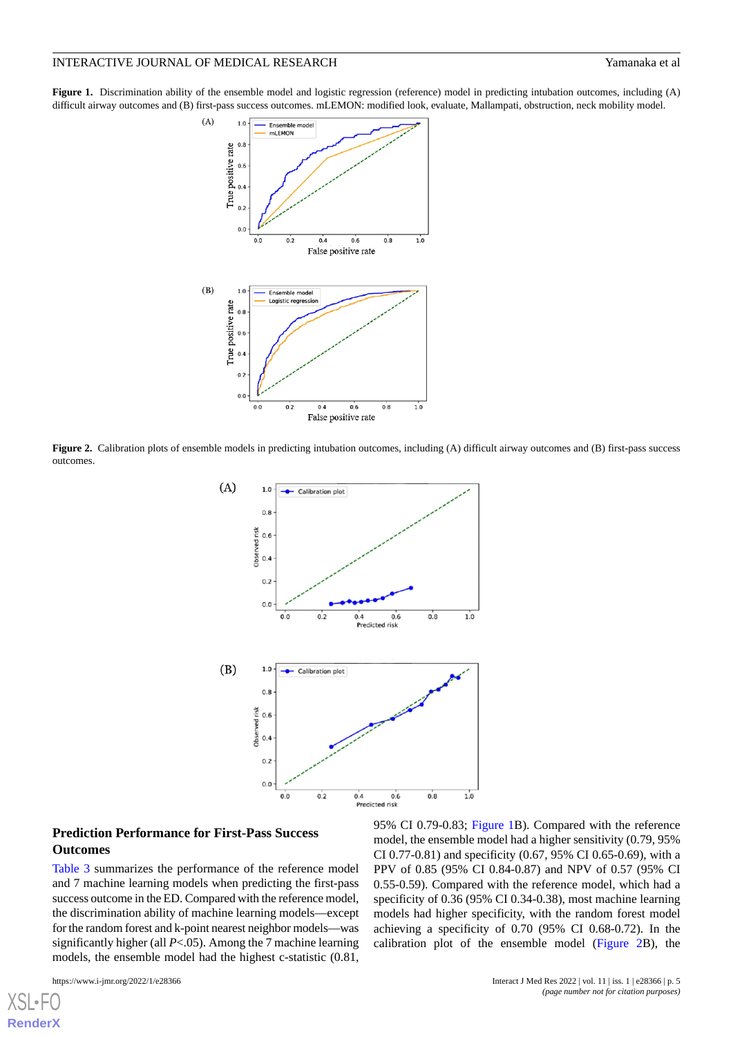**Figure 1.** Discrimination ability of the ensemble model and logistic regression (reference) model in predicting intubation outcomes, including (A) difficult airway outcomes and (B) first-pass success outcomes. mLEMON: modified look, evaluate, Mallampati, obstruction, neck mobility model.

**Figure 2.** Calibration plots of ensemble models in predicting intubation outcomes, including (A) difficult airway outcomes and (B) first-pass success outcomes.

### Prediction Performance for First-Pass Success Outcomes

Table 3 summarizes the performance of the reference model and 7 machine learning models when predicting the first-pass success outcome in the ED. Compared with the reference model, the discrimination ability of machine learning models—except for the random forest and k-point nearest neighbor models—was significantly higher (all $P<.05$). Among the 7 machine learning models, the ensemble model had the highest c-statistic (0.81, 95% CI 0.79-0.83; Figure 1B). Compared with the reference model, the ensemble model had a higher sensitivity (0.79, 95% CI 0.77-0.81) and specificity (0.67, 95% CI 0.65-0.69), with a PPV of 0.85 (95% CI 0.84-0.87) and NPV of 0.57 (95% CI 0.55-0.59). Compared with the reference model, which had a specificity of 0.36 (95% CI 0.34-0.38), most machine learning models had higher specificity, with the random forest model achieving a specificity of 0.70 (95% CI 0.68-0.72). In the calibration plot of the ensemble model (Figure 2B), the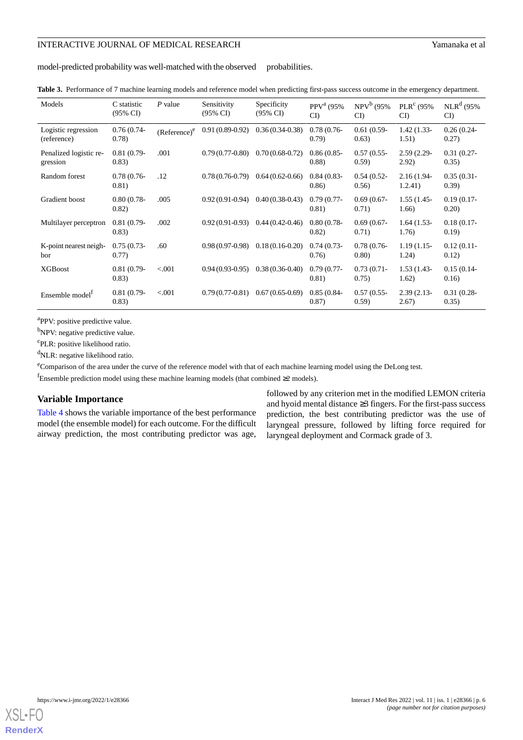model-predicted probability was well-matched with the observed probabilities.

**Table 3.** Performance of 7 machine learning models and reference model when predicting first-pass success outcome in the emergency department.

| Models | C statistic (95% CI) | *P* value | Sensitivity (95% CI) | Specificity (95% CI) | PPV[a] (95% CI) | NPV[b] (95% CI) | PLR[c] (95% CI) | NLR[d] (95% CI) |
|---|---|---|---|---|---|---|---|---|
| Logistic regression (reference) | 0.76 (0.74-0.78) | (Reference)[e] | 0.91 (0.89-0.92) | 0.36 (0.34-0.38) | 0.78 (0.76-0.79) | 0.61 (0.59-0.63) | 1.42 (1.33-1.51) | 0.26 (0.24-0.27) |
| Penalized logistic regression | 0.81 (0.79-0.83) | .001 | 0.79 (0.77-0.80) | 0.70 (0.68-0.72) | 0.86 (0.85-0.88) | 0.57 (0.55-0.59) | 2.59 (2.29-2.92) | 0.31 (0.27-0.35) |
| Random forest | 0.78 (0.76-0.81) | .12 | 0.78 (0.76-0.79) | 0.64 (0.62-0.66) | 0.84 (0.83-0.86) | 0.54 (0.52-0.56) | 2.16 (1.94-1.2.41) | 0.35 (0.31-0.39) |
| Gradient boost | 0.80 (0.78-0.82) | .005 | 0.92 (0.91-0.94) | 0.40 (0.38-0.43) | 0.79 (0.77-0.81) | 0.69 (0.67-0.71) | 1.55 (1.45-1.66) | 0.19 (0.17-0.20) |
| Multilayer perceptron | 0.81 (0.79-0.83) | .002 | 0.92 (0.91-0.93) | 0.44 (0.42-0.46) | 0.80 (0.78-0.82) | 0.69 (0.67-0.71) | 1.64 (1.53-1.76) | 0.18 (0.17-0.19) |
| K-point nearest neighbor | 0.75 (0.73-0.77) | .60 | 0.98 (0.97-0.98) | 0.18 (0.16-0.20) | 0.74 (0.73-0.76) | 0.78 (0.76-0.80) | 1.19 (1.15-1.24) | 0.12 (0.11-0.12) |
| XGBoost | 0.81 (0.79-0.83) | <.001 | 0.94 (0.93-0.95) | 0.38 (0.36-0.40) | 0.79 (0.77-0.81) | 0.73 (0.71-0.75) | 1.53 (1.43-1.62) | 0.15 (0.14-0.16) |
| Ensemble model[f] | 0.81 (0.79-0.83) | <.001 | 0.79 (0.77-0.81) | 0.67 (0.65-0.69) | 0.85 (0.84-0.87) | 0.57 (0.55-0.59) | 2.39 (2.13-2.67) | 0.31 (0.28-0.35) |

[a]PPV: positive predictive value.

[b]NPV: negative predictive value.

[c]PLR: positive likelihood ratio.

[d]NLR: negative likelihood ratio.

[e]Comparison of the area under the curve of the reference model with that of each machine learning model using the DeLong test.

[f]Ensemble prediction model using these machine learning models (that combined ≥2 models).

## Variable Importance

Table 4 shows the variable importance of the best performance model (the ensemble model) for each outcome. For the difficult airway prediction, the most contributing predictor was age, followed by any criterion met in the modified LEMON criteria and hyoid mental distance ≥3 fingers. For the first-pass success prediction, the best contributing predictor was the use of laryngeal pressure, followed by lifting force required for laryngeal deployment and Cormack grade of 3.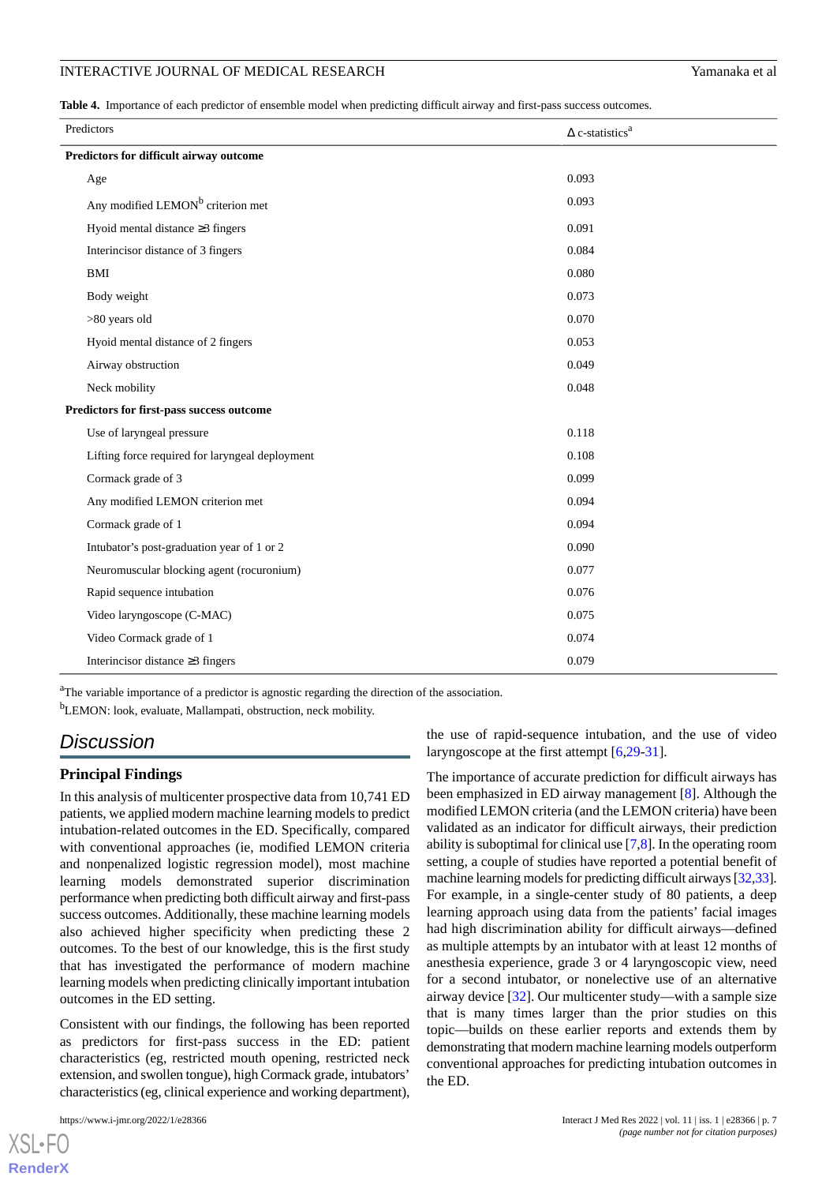**Table 4.** Importance of each predictor of ensemble model when predicting difficult airway and first-pass success outcomes.

| Predictors | Δ c-statistics[a] |
|---|---|
| **Predictors for difficult airway outcome** | |
| Age | 0.093 |
| Any modified LEMON[b] criterion met | 0.093 |
| Hyoid mental distance ≥3 fingers | 0.091 |
| Interincisor distance of 3 fingers | 0.084 |
| BMI | 0.080 |
| Body weight | 0.073 |
| >80 years old | 0.070 |
| Hyoid mental distance of 2 fingers | 0.053 |
| Airway obstruction | 0.049 |
| Neck mobility | 0.048 |
| **Predictors for first-pass success outcome** | |
| Use of laryngeal pressure | 0.118 |
| Lifting force required for laryngeal deployment | 0.108 |
| Cormack grade of 3 | 0.099 |
| Any modified LEMON criterion met | 0.094 |
| Cormack grade of 1 | 0.094 |
| Intubator's post-graduation year of 1 or 2 | 0.090 |
| Neuromuscular blocking agent (rocuronium) | 0.077 |
| Rapid sequence intubation | 0.076 |
| Video laryngoscope (C-MAC) | 0.075 |
| Video Cormack grade of 1 | 0.074 |
| Interincisor distance ≥3 fingers | 0.079 |

[a]The variable importance of a predictor is agnostic regarding the direction of the association.

[b]LEMON: look, evaluate, Mallampati, obstruction, neck mobility.

# Discussion

## Principal Findings

In this analysis of multicenter prospective data from 10,741 ED patients, we applied modern machine learning models to predict intubation-related outcomes in the ED. Specifically, compared with conventional approaches (ie, modified LEMON criteria and nonpenalized logistic regression model), most machine learning models demonstrated superior discrimination performance when predicting both difficult airway and first-pass success outcomes. Additionally, these machine learning models also achieved higher specificity when predicting these 2 outcomes. To the best of our knowledge, this is the first study that has investigated the performance of modern machine learning models when predicting clinically important intubation outcomes in the ED setting.

Consistent with our findings, the following has been reported as predictors for first-pass success in the ED: patient characteristics (eg, restricted mouth opening, restricted neck extension, and swollen tongue), high Cormack grade, intubators' characteristics (eg, clinical experience and working department), the use of rapid-sequence intubation, and the use of video laryngoscope at the first attempt [6,29-31].

The importance of accurate prediction for difficult airways has been emphasized in ED airway management [8]. Although the modified LEMON criteria (and the LEMON criteria) have been validated as an indicator for difficult airways, their prediction ability is suboptimal for clinical use [7,8]. In the operating room setting, a couple of studies have reported a potential benefit of machine learning models for predicting difficult airways [32,33]. For example, in a single-center study of 80 patients, a deep learning approach using data from the patients' facial images had high discrimination ability for difficult airways—defined as multiple attempts by an intubator with at least 12 months of anesthesia experience, grade 3 or 4 laryngoscopic view, need for a second intubator, or nonelective use of an alternative airway device [32]. Our multicenter study—with a sample size that is many times larger than the prior studies on this topic—builds on these earlier reports and extends them by demonstrating that modern machine learning models outperform conventional approaches for predicting intubation outcomes in the ED.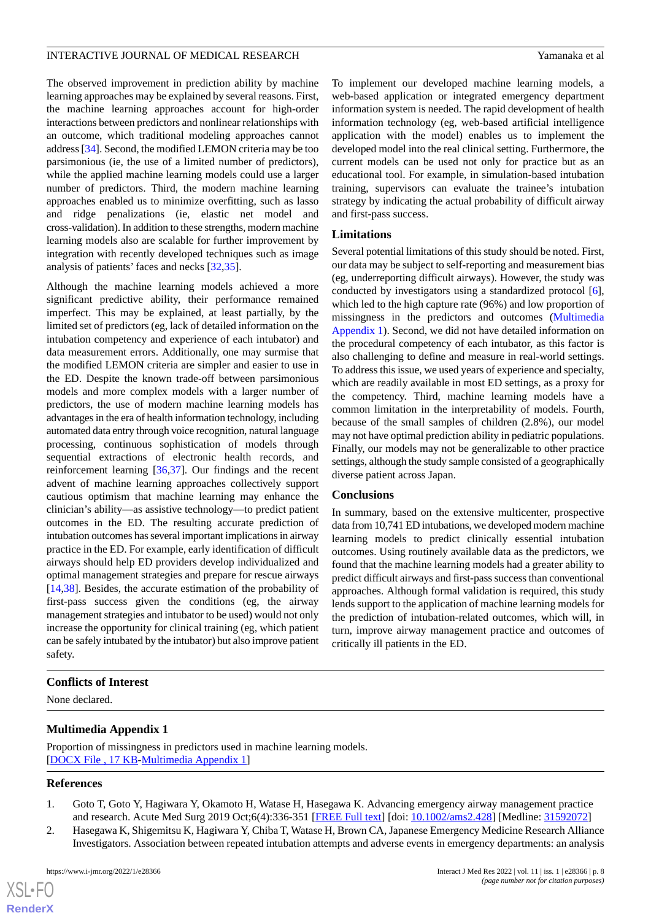The observed improvement in prediction ability by machine learning approaches may be explained by several reasons. First, the machine learning approaches account for high-order interactions between predictors and nonlinear relationships with an outcome, which traditional modeling approaches cannot address [34]. Second, the modified LEMON criteria may be too parsimonious (ie, the use of a limited number of predictors), while the applied machine learning models could use a larger number of predictors. Third, the modern machine learning approaches enabled us to minimize overfitting, such as lasso and ridge penalizations (ie, elastic net model and cross-validation). In addition to these strengths, modern machine learning models also are scalable for further improvement by integration with recently developed techniques such as image analysis of patients' faces and necks [32,35].

Although the machine learning models achieved a more significant predictive ability, their performance remained imperfect. This may be explained, at least partially, by the limited set of predictors (eg, lack of detailed information on the intubation competency and experience of each intubator) and data measurement errors. Additionally, one may surmise that the modified LEMON criteria are simpler and easier to use in the ED. Despite the known trade-off between parsimonious models and more complex models with a larger number of predictors, the use of modern machine learning models has advantages in the era of health information technology, including automated data entry through voice recognition, natural language processing, continuous sophistication of models through sequential extractions of electronic health records, and reinforcement learning [36,37]. Our findings and the recent advent of machine learning approaches collectively support cautious optimism that machine learning may enhance the clinician's ability—as assistive technology—to predict patient outcomes in the ED. The resulting accurate prediction of intubation outcomes has several important implications in airway practice in the ED. For example, early identification of difficult airways should help ED providers develop individualized and optimal management strategies and prepare for rescue airways [14,38]. Besides, the accurate estimation of the probability of first-pass success given the conditions (eg, the airway management strategies and intubator to be used) would not only increase the opportunity for clinical training (eg, which patient can be safely intubated by the intubator) but also improve patient safety.

To implement our developed machine learning models, a web-based application or integrated emergency department information system is needed. The rapid development of health information technology (eg, web-based artificial intelligence application with the model) enables us to implement the developed model into the real clinical setting. Furthermore, the current models can be used not only for practice but as an educational tool. For example, in simulation-based intubation training, supervisors can evaluate the trainee's intubation strategy by indicating the actual probability of difficult airway and first-pass success.

## Limitations

Several potential limitations of this study should be noted. First, our data may be subject to self-reporting and measurement bias (eg, underreporting difficult airways). However, the study was conducted by investigators using a standardized protocol [6], which led to the high capture rate (96%) and low proportion of missingness in the predictors and outcomes (Multimedia Appendix 1). Second, we did not have detailed information on the procedural competency of each intubator, as this factor is also challenging to define and measure in real-world settings. To address this issue, we used years of experience and specialty, which are readily available in most ED settings, as a proxy for the competency. Third, machine learning models have a common limitation in the interpretability of models. Fourth, because of the small samples of children (2.8%), our model may not have optimal prediction ability in pediatric populations. Finally, our models may not be generalizable to other practice settings, although the study sample consisted of a geographically diverse patient across Japan.

## Conclusions

In summary, based on the extensive multicenter, prospective data from 10,741 ED intubations, we developed modern machine learning models to predict clinically essential intubation outcomes. Using routinely available data as the predictors, we found that the machine learning models had a greater ability to predict difficult airways and first-pass success than conventional approaches. Although formal validation is required, this study lends support to the application of machine learning models for the prediction of intubation-related outcomes, which will, in turn, improve airway management practice and outcomes of critically ill patients in the ED.

## Conflicts of Interest

None declared.

## Multimedia Appendix 1

Proportion of missingness in predictors used in machine learning models.
[DOCX File , 17 KB-Multimedia Appendix 1]

## References

1. Goto T, Goto Y, Hagiwara Y, Okamoto H, Watase H, Hasegawa K. Advancing emergency airway management practice and research. Acute Med Surg 2019 Oct;6(4):336-351 [FREE Full text] [doi: 10.1002/ams2.428] [Medline: 31592072]
2. Hasegawa K, Shigemitsu K, Hagiwara Y, Chiba T, Watase H, Brown CA, Japanese Emergency Medicine Research Alliance Investigators. Association between repeated intubation attempts and adverse events in emergency departments: an analysis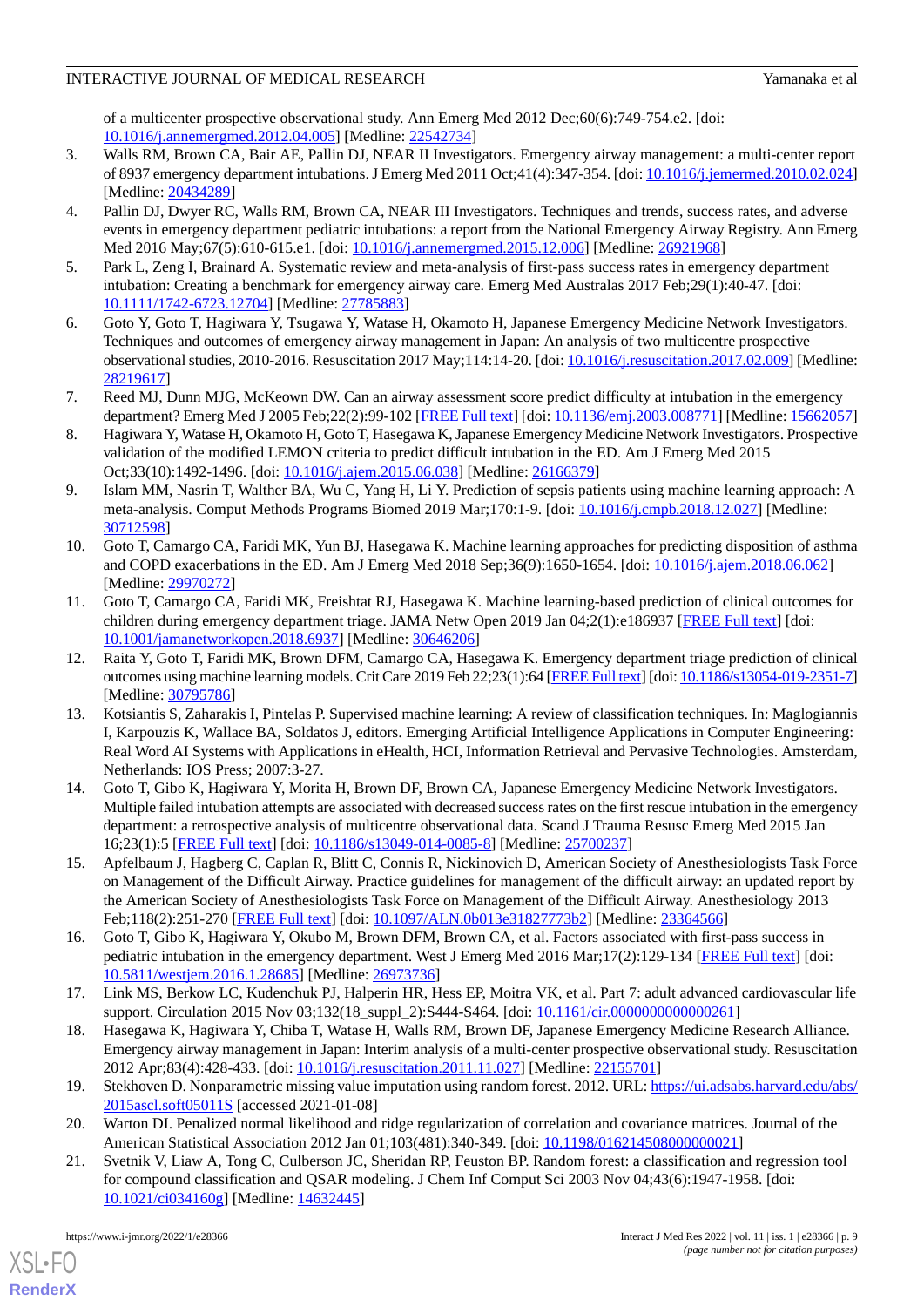of a multicenter prospective observational study. Ann Emerg Med 2012 Dec;60(6):749-754.e2. [doi: 10.1016/j.annemergmed.2012.04.005] [Medline: 22542734]

3. Walls RM, Brown CA, Bair AE, Pallin DJ, NEAR II Investigators. Emergency airway management: a multi-center report of 8937 emergency department intubations. J Emerg Med 2011 Oct;41(4):347-354. [doi: 10.1016/j.jemermed.2010.02.024] [Medline: 20434289]
4. Pallin DJ, Dwyer RC, Walls RM, Brown CA, NEAR III Investigators. Techniques and trends, success rates, and adverse events in emergency department pediatric intubations: a report from the National Emergency Airway Registry. Ann Emerg Med 2016 May;67(5):610-615.e1. [doi: 10.1016/j.annemergmed.2015.12.006] [Medline: 26921968]
5. Park L, Zeng I, Brainard A. Systematic review and meta-analysis of first-pass success rates in emergency department intubation: Creating a benchmark for emergency airway care. Emerg Med Australas 2017 Feb;29(1):40-47. [doi: 10.1111/1742-6723.12704] [Medline: 27785883]
6. Goto Y, Goto T, Hagiwara Y, Tsugawa Y, Watase H, Okamoto H, Japanese Emergency Medicine Network Investigators. Techniques and outcomes of emergency airway management in Japan: An analysis of two multicentre prospective observational studies, 2010-2016. Resuscitation 2017 May;114:14-20. [doi: 10.1016/j.resuscitation.2017.02.009] [Medline: 28219617]
7. Reed MJ, Dunn MJG, McKeown DW. Can an airway assessment score predict difficulty at intubation in the emergency department? Emerg Med J 2005 Feb;22(2):99-102 [FREE Full text] [doi: 10.1136/emj.2003.008771] [Medline: 15662057]
8. Hagiwara Y, Watase H, Okamoto H, Goto T, Hasegawa K, Japanese Emergency Medicine Network Investigators. Prospective validation of the modified LEMON criteria to predict difficult intubation in the ED. Am J Emerg Med 2015 Oct;33(10):1492-1496. [doi: 10.1016/j.ajem.2015.06.038] [Medline: 26166379]
9. Islam MM, Nasrin T, Walther BA, Wu C, Yang H, Li Y. Prediction of sepsis patients using machine learning approach: A meta-analysis. Comput Methods Programs Biomed 2019 Mar;170:1-9. [doi: 10.1016/j.cmpb.2018.12.027] [Medline: 30712598]
10. Goto T, Camargo CA, Faridi MK, Yun BJ, Hasegawa K. Machine learning approaches for predicting disposition of asthma and COPD exacerbations in the ED. Am J Emerg Med 2018 Sep;36(9):1650-1654. [doi: 10.1016/j.ajem.2018.06.062] [Medline: 29970272]
11. Goto T, Camargo CA, Faridi MK, Freishtat RJ, Hasegawa K. Machine learning-based prediction of clinical outcomes for children during emergency department triage. JAMA Netw Open 2019 Jan 04;2(1):e186937 [FREE Full text] [doi: 10.1001/jamanetworkopen.2018.6937] [Medline: 30646206]
12. Raita Y, Goto T, Faridi MK, Brown DFM, Camargo CA, Hasegawa K. Emergency department triage prediction of clinical outcomes using machine learning models. Crit Care 2019 Feb 22;23(1):64 [FREE Full text] [doi: 10.1186/s13054-019-2351-7] [Medline: 30795786]
13. Kotsiantis S, Zaharakis I, Pintelas P. Supervised machine learning: A review of classification techniques. In: Maglogiannis I, Karpouzis K, Wallace BA, Soldatos J, editors. Emerging Artificial Intelligence Applications in Computer Engineering: Real Word AI Systems with Applications in eHealth, HCI, Information Retrieval and Pervasive Technologies. Amsterdam, Netherlands: IOS Press; 2007:3-27.
14. Goto T, Gibo K, Hagiwara Y, Morita H, Brown DF, Brown CA, Japanese Emergency Medicine Network Investigators. Multiple failed intubation attempts are associated with decreased success rates on the first rescue intubation in the emergency department: a retrospective analysis of multicentre observational data. Scand J Trauma Resusc Emerg Med 2015 Jan 16;23(1):5 [FREE Full text] [doi: 10.1186/s13049-014-0085-8] [Medline: 25700237]
15. Apfelbaum J, Hagberg C, Caplan R, Blitt C, Connis R, Nickinovich D, American Society of Anesthesiologists Task Force on Management of the Difficult Airway. Practice guidelines for management of the difficult airway: an updated report by the American Society of Anesthesiologists Task Force on Management of the Difficult Airway. Anesthesiology 2013 Feb;118(2):251-270 [FREE Full text] [doi: 10.1097/ALN.0b013e31827773b2] [Medline: 23364566]
16. Goto T, Gibo K, Hagiwara Y, Okubo M, Brown DFM, Brown CA, et al. Factors associated with first-pass success in pediatric intubation in the emergency department. West J Emerg Med 2016 Mar;17(2):129-134 [FREE Full text] [doi: 10.5811/westjem.2016.1.28685] [Medline: 26973736]
17. Link MS, Berkow LC, Kudenchuk PJ, Halperin HR, Hess EP, Moitra VK, et al. Part 7: adult advanced cardiovascular life support. Circulation 2015 Nov 03;132(18_suppl_2):S444-S464. [doi: 10.1161/cir.0000000000000261]
18. Hasegawa K, Hagiwara Y, Chiba T, Watase H, Walls RM, Brown DF, Japanese Emergency Medicine Research Alliance. Emergency airway management in Japan: Interim analysis of a multi-center prospective observational study. Resuscitation 2012 Apr;83(4):428-433. [doi: 10.1016/j.resuscitation.2011.11.027] [Medline: 22155701]
19. Stekhoven D. Nonparametric missing value imputation using random forest. 2012. URL: https://ui.adsabs.harvard.edu/abs/2015ascl.soft05011S [accessed 2021-01-08]
20. Warton DI. Penalized normal likelihood and ridge regularization of correlation and covariance matrices. Journal of the American Statistical Association 2012 Jan 01;103(481):340-349. [doi: 10.1198/016214508000000021]
21. Svetnik V, Liaw A, Tong C, Culberson JC, Sheridan RP, Feuston BP. Random forest: a classification and regression tool for compound classification and QSAR modeling. J Chem Inf Comput Sci 2003 Nov 04;43(6):1947-1958. [doi: 10.1021/ci034160g] [Medline: 14632445]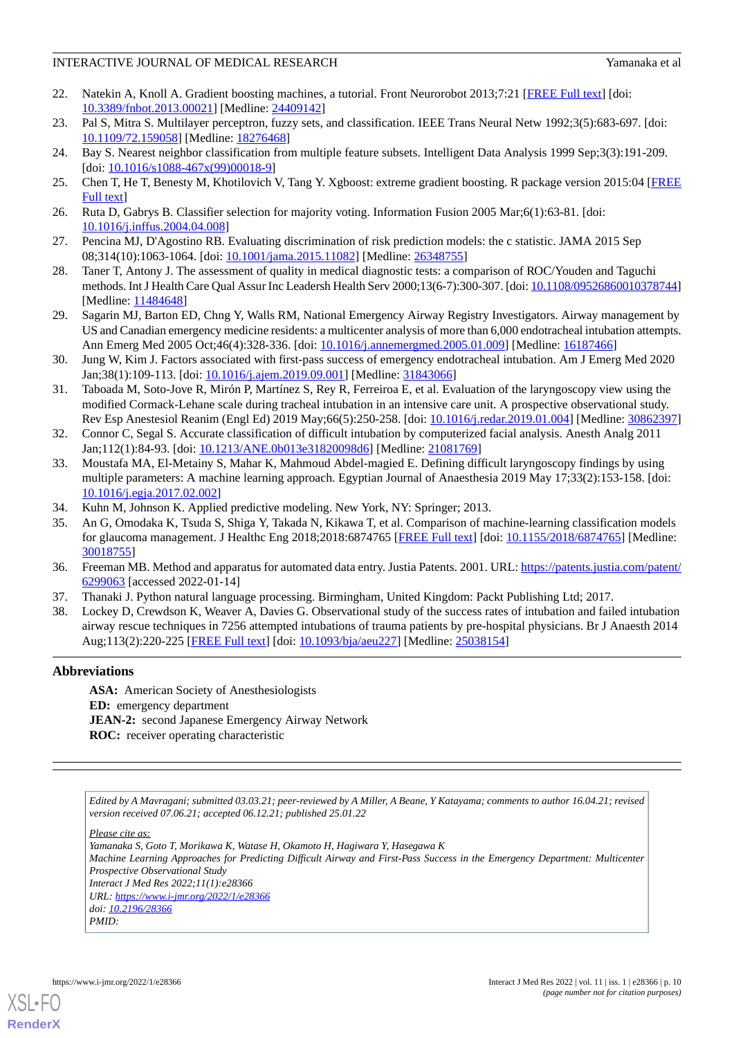22. Natekin A, Knoll A. Gradient boosting machines, a tutorial. Front Neurorobot 2013;7:21 [FREE Full text] [doi: 10.3389/fnbot.2013.00021] [Medline: 24409142]
23. Pal S, Mitra S. Multilayer perceptron, fuzzy sets, and classification. IEEE Trans Neural Netw 1992;3(5):683-697. [doi: 10.1109/72.159058] [Medline: 18276468]
24. Bay S. Nearest neighbor classification from multiple feature subsets. Intelligent Data Analysis 1999 Sep;3(3):191-209. [doi: 10.1016/s1088-467x(99)00018-9]
25. Chen T, He T, Benesty M, Khotilovich V, Tang Y. Xgboost: extreme gradient boosting. R package version 2015:04 [FREE Full text]
26. Ruta D, Gabrys B. Classifier selection for majority voting. Information Fusion 2005 Mar;6(1):63-81. [doi: 10.1016/j.inffus.2004.04.008]
27. Pencina MJ, D'Agostino RB. Evaluating discrimination of risk prediction models: the c statistic. JAMA 2015 Sep 08;314(10):1063-1064. [doi: 10.1001/jama.2015.11082] [Medline: 26348755]
28. Taner T, Antony J. The assessment of quality in medical diagnostic tests: a comparison of ROC/Youden and Taguchi methods. Int J Health Care Qual Assur Inc Leadersh Health Serv 2000;13(6-7):300-307. [doi: 10.1108/09526860010378744] [Medline: 11484648]
29. Sagarin MJ, Barton ED, Chng Y, Walls RM, National Emergency Airway Registry Investigators. Airway management by US and Canadian emergency medicine residents: a multicenter analysis of more than 6,000 endotracheal intubation attempts. Ann Emerg Med 2005 Oct;46(4):328-336. [doi: 10.1016/j.annemergmed.2005.01.009] [Medline: 16187466]
30. Jung W, Kim J. Factors associated with first-pass success of emergency endotracheal intubation. Am J Emerg Med 2020 Jan;38(1):109-113. [doi: 10.1016/j.ajem.2019.09.001] [Medline: 31843066]
31. Taboada M, Soto-Jove R, Mirón P, Martínez S, Rey R, Ferreiroa E, et al. Evaluation of the laryngoscopy view using the modified Cormack-Lehane scale during tracheal intubation in an intensive care unit. A prospective observational study. Rev Esp Anestesiol Reanim (Engl Ed) 2019 May;66(5):250-258. [doi: 10.1016/j.redar.2019.01.004] [Medline: 30862397]
32. Connor C, Segal S. Accurate classification of difficult intubation by computerized facial analysis. Anesth Analg 2011 Jan;112(1):84-93. [doi: 10.1213/ANE.0b013e31820098d6] [Medline: 21081769]
33. Moustafa MA, El-Metainy S, Mahar K, Mahmoud Abdel-magied E. Defining difficult laryngoscopy findings by using multiple parameters: A machine learning approach. Egyptian Journal of Anaesthesia 2019 May 17;33(2):153-158. [doi: 10.1016/j.egja.2017.02.002]
34. Kuhn M, Johnson K. Applied predictive modeling. New York, NY: Springer; 2013.
35. An G, Omodaka K, Tsuda S, Shiga Y, Takada N, Kikawa T, et al. Comparison of machine-learning classification models for glaucoma management. J Healthc Eng 2018;2018:6874765 [FREE Full text] [doi: 10.1155/2018/6874765] [Medline: 30018755]
36. Freeman MB. Method and apparatus for automated data entry. Justia Patents. 2001. URL: https://patents.justia.com/patent/6299063 [accessed 2022-01-14]
37. Thanaki J. Python natural language processing. Birmingham, United Kingdom: Packt Publishing Ltd; 2017.
38. Lockey D, Crewdson K, Weaver A, Davies G. Observational study of the success rates of intubation and failed intubation airway rescue techniques in 7256 attempted intubations of trauma patients by pre-hospital physicians. Br J Anaesth 2014 Aug;113(2):220-225 [FREE Full text] [doi: 10.1093/bja/aeu227] [Medline: 25038154]

## Abbreviations

**ASA:** American Society of Anesthesiologists
**ED:** emergency department
**JEAN-2:** second Japanese Emergency Airway Network
**ROC:** receiver operating characteristic

*Edited by A Mavragani; submitted 03.03.21; peer-reviewed by A Miller, A Beane, Y Katayama; comments to author 16.04.21; revised version received 07.06.21; accepted 06.12.21; published 25.01.22*

*Please cite as:*
*Yamanaka S, Goto T, Morikawa K, Watase H, Okamoto H, Hagiwara Y, Hasegawa K*
*Machine Learning Approaches for Predicting Difficult Airway and First-Pass Success in the Emergency Department: Multicenter Prospective Observational Study*
*Interact J Med Res 2022;11(1):e28366*
*URL: https://www.i-jmr.org/2022/1/e28366*
*doi: 10.2196/28366*
*PMID:*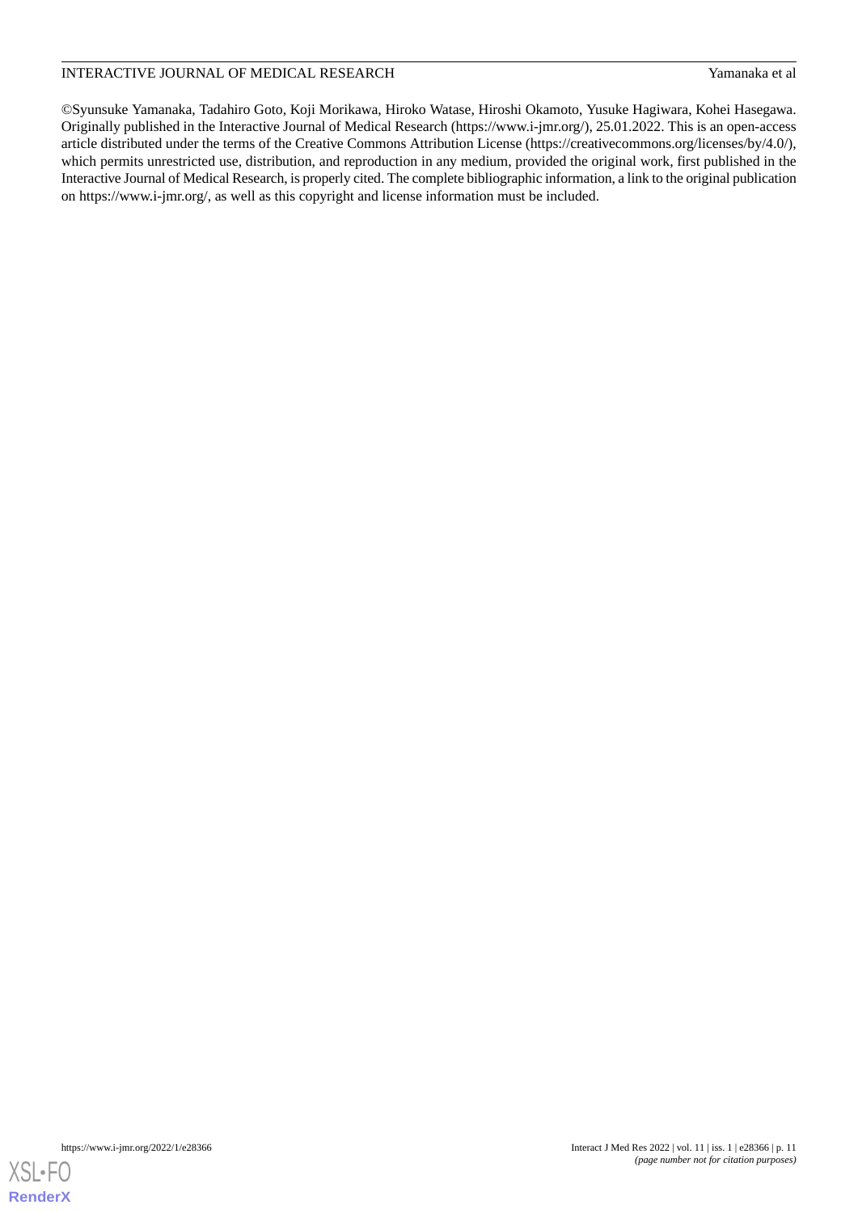©Syunsuke Yamanaka, Tadahiro Goto, Koji Morikawa, Hiroko Watase, Hiroshi Okamoto, Yusuke Hagiwara, Kohei Hasegawa. Originally published in the Interactive Journal of Medical Research (https://www.i-jmr.org/), 25.01.2022. This is an open-access article distributed under the terms of the Creative Commons Attribution License (https://creativecommons.org/licenses/by/4.0/), which permits unrestricted use, distribution, and reproduction in any medium, provided the original work, first published in the Interactive Journal of Medical Research, is properly cited. The complete bibliographic information, a link to the original publication on https://www.i-jmr.org/, as well as this copyright and license information must be included.